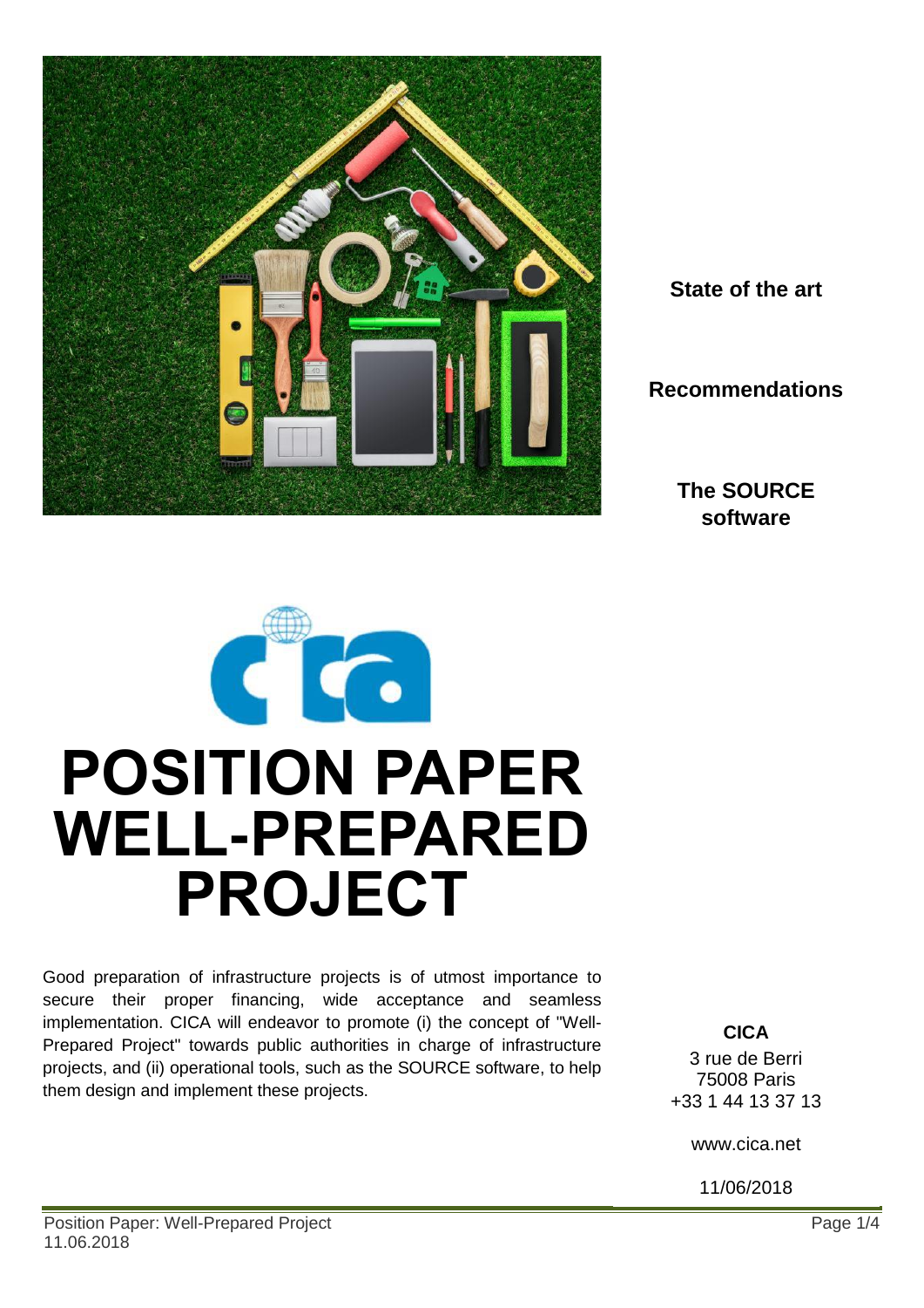**State of the art**

**Recommendations**

**The SOURCE software**

# POSITION PAPER WELL-PREPARED PROJECT

Good preparation of infrastructure projects is of utmost importance to secure their proper financing, wide acceptance and seamless implementation. CICA will endeavor to promote (i) the concept of "Well-Prepared Project" towards public authorities in charge of infrastructure projects, and (ii) operational tools, such as the SOURCE software, to help them design and implement these projects.

**CICA**

3 rue de Berri
75008 Paris
+33 1 44 13 37 13

www.cica.net

11/06/2018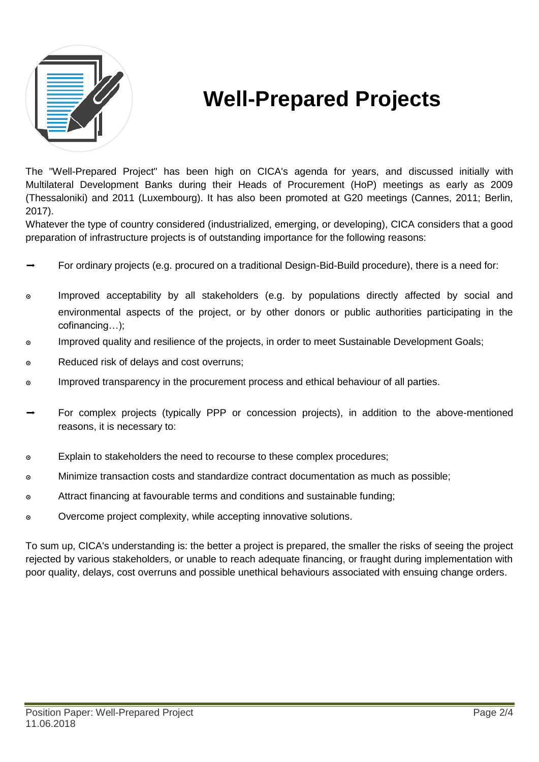# Well-Prepared Projects

The "Well-Prepared Project" has been high on CICA's agenda for years, and discussed initially with Multilateral Development Banks during their Heads of Procurement (HoP) meetings as early as 2009 (Thessaloniki) and 2011 (Luxembourg). It has also been promoted at G20 meetings (Cannes, 2011; Berlin, 2017).

Whatever the type of country considered (industrialized, emerging, or developing), CICA considers that a good preparation of infrastructure projects is of outstanding importance for the following reasons:

- For ordinary projects (e.g. procured on a traditional Design-Bid-Build procedure), there is a need for:
  - Improved acceptability by all stakeholders (e.g. by populations directly affected by social and environmental aspects of the project, or by other donors or public authorities participating in the cofinancing…);
  - Improved quality and resilience of the projects, in order to meet Sustainable Development Goals;
  - Reduced risk of delays and cost overruns;
  - Improved transparency in the procurement process and ethical behaviour of all parties.
- For complex projects (typically PPP or concession projects), in addition to the above-mentioned reasons, it is necessary to:
  - Explain to stakeholders the need to recourse to these complex procedures;
  - Minimize transaction costs and standardize contract documentation as much as possible;
  - Attract financing at favourable terms and conditions and sustainable funding;
  - Overcome project complexity, while accepting innovative solutions.

To sum up, CICA's understanding is: the better a project is prepared, the smaller the risks of seeing the project rejected by various stakeholders, or unable to reach adequate financing, or fraught during implementation with poor quality, delays, cost overruns and possible unethical behaviours associated with ensuing change orders.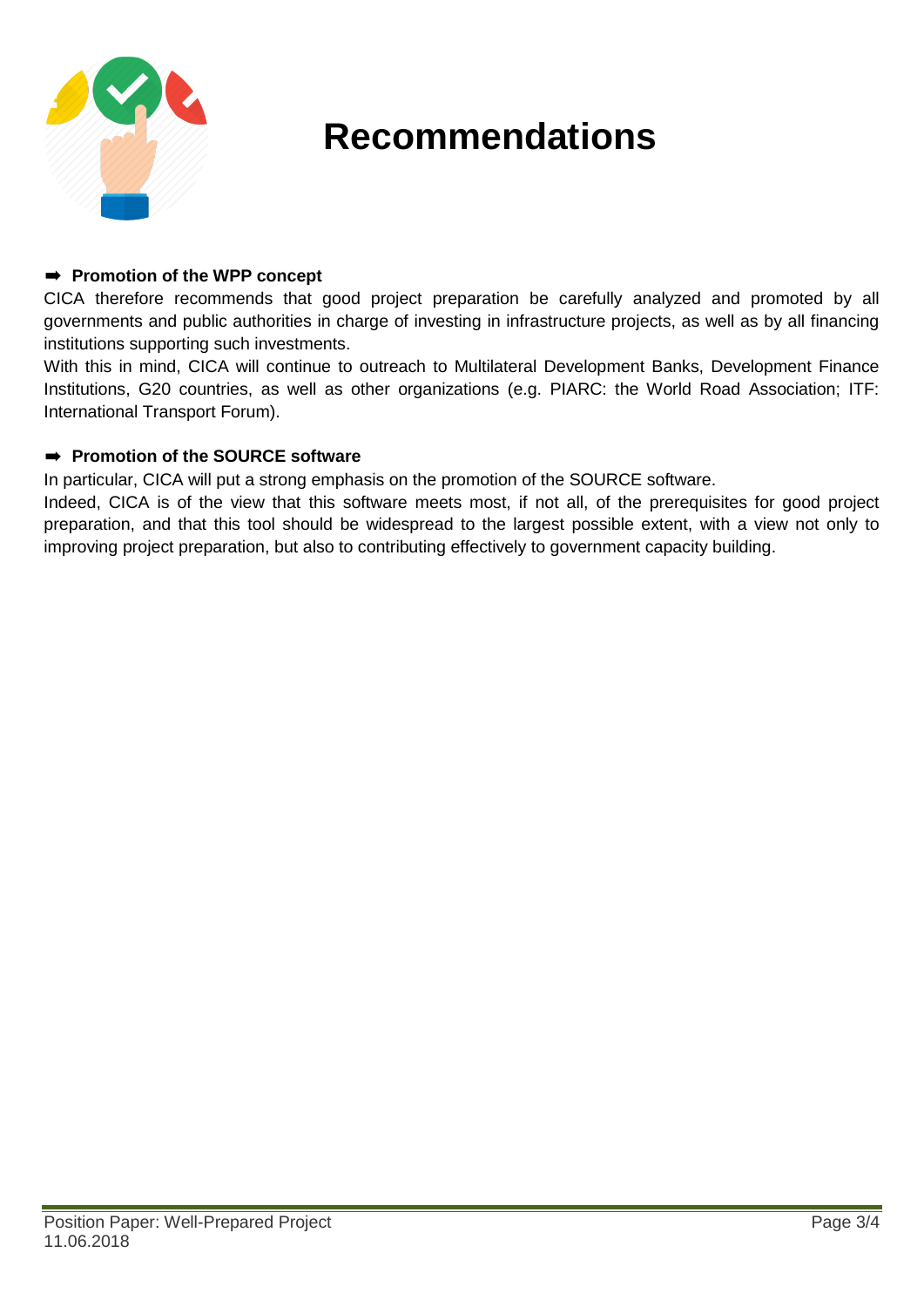# Recommendations

➡ **Promotion of the WPP concept**

CICA therefore recommends that good project preparation be carefully analyzed and promoted by all governments and public authorities in charge of investing in infrastructure projects, as well as by all financing institutions supporting such investments.

With this in mind, CICA will continue to outreach to Multilateral Development Banks, Development Finance Institutions, G20 countries, as well as other organizations (e.g. PIARC: the World Road Association; ITF: International Transport Forum).

➡ **Promotion of the SOURCE software**

In particular, CICA will put a strong emphasis on the promotion of the SOURCE software.

Indeed, CICA is of the view that this software meets most, if not all, of the prerequisites for good project preparation, and that this tool should be widespread to the largest possible extent, with a view not only to improving project preparation, but also to contributing effectively to government capacity building.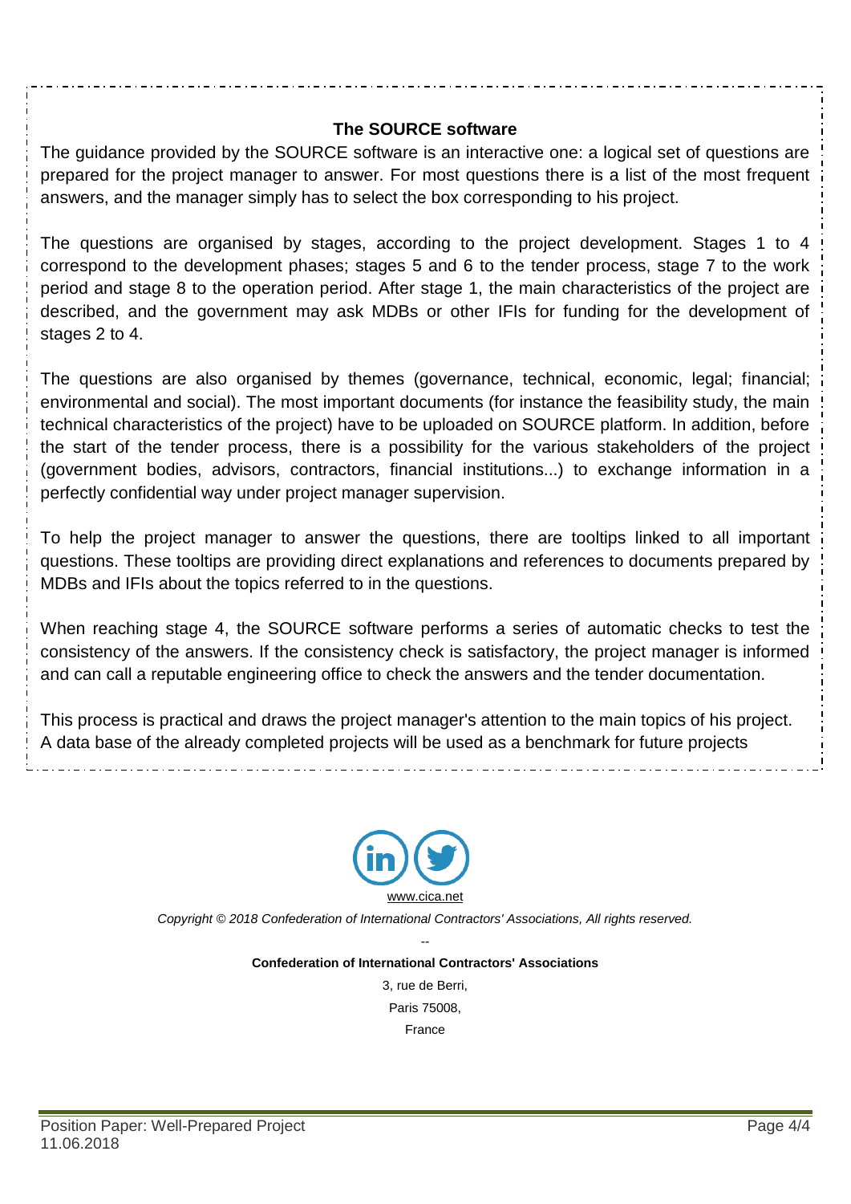### The SOURCE software

The guidance provided by the SOURCE software is an interactive one: a logical set of questions are prepared for the project manager to answer. For most questions there is a list of the most frequent answers, and the manager simply has to select the box corresponding to his project.

The questions are organised by stages, according to the project development. Stages 1 to 4 correspond to the development phases; stages 5 and 6 to the tender process, stage 7 to the work period and stage 8 to the operation period. After stage 1, the main characteristics of the project are described, and the government may ask MDBs or other IFIs for funding for the development of stages 2 to 4.

The questions are also organised by themes (governance, technical, economic, legal; financial; environmental and social). The most important documents (for instance the feasibility study, the main technical characteristics of the project) have to be uploaded on SOURCE platform. In addition, before the start of the tender process, there is a possibility for the various stakeholders of the project (government bodies, advisors, contractors, financial institutions...) to exchange information in a perfectly confidential way under project manager supervision.

To help the project manager to answer the questions, there are tooltips linked to all important questions. These tooltips are providing direct explanations and references to documents prepared by MDBs and IFIs about the topics referred to in the questions.

When reaching stage 4, the SOURCE software performs a series of automatic checks to test the consistency of the answers. If the consistency check is satisfactory, the project manager is informed and can call a reputable engineering office to check the answers and the tender documentation.

This process is practical and draws the project manager's attention to the main topics of his project. A data base of the already completed projects will be used as a benchmark for future projects

www.cica.net

*Copyright © 2018 Confederation of International Contractors' Associations, All rights reserved.*

--

**Confederation of International Contractors' Associations**

3, rue de Berri,

Paris 75008,

France